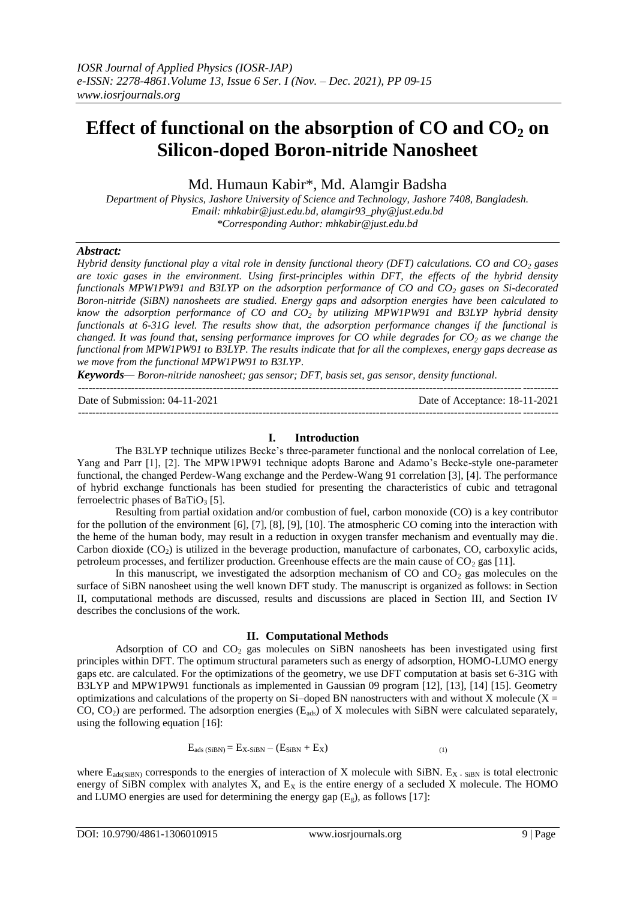# Effect of functional on the absorption of CO and $CO_2$ on Silicon-doped Boron-nitride Nanosheet

Md. Humaun Kabir*, Md. Alamgir Badsha

*Department of Physics, Jashore University of Science and Technology, Jashore 7408, Bangladesh.*
*Email: mhkabir@just.edu.bd, alamgir93_phy@just.edu.bd*
*\*Corresponding Author: mhkabir@just.edu.bd*

***Abstract:***
*Hybrid density functional play a vital role in density functional theory (DFT) calculations. CO and $CO_2$ gases are toxic gases in the environment. Using first-principles within DFT, the effects of the hybrid density functionals MPW1PW91 and B3LYP on the adsorption performance of CO and $CO_2$ gases on Si-decorated Boron-nitride (SiBN) nanosheets are studied. Energy gaps and adsorption energies have been calculated to know the adsorption performance of CO and $CO_2$ by utilizing MPW1PW91 and B3LYP hybrid density functionals at 6-31G level. The results show that, the adsorption performance changes if the functional is changed. It was found that, sensing performance improves for CO while degrades for $CO_2$ as we change the functional from MPW1PW91 to B3LYP. The results indicate that for all the complexes, energy gaps decrease as we move from the functional MPW1PW91 to B3LYP.*

***Keywords***— *Boron-nitride nanosheet; gas sensor; DFT, basis set, gas sensor, density functional.*

---

Date of Submission: 04-11-2021 | Date of Acceptance: 18-11-2021

---

## I. Introduction

The B3LYP technique utilizes Becke's three-parameter functional and the nonlocal correlation of Lee, Yang and Parr [1], [2]. The MPW1PW91 technique adopts Barone and Adamo's Becke-style one-parameter functional, the changed Perdew-Wang exchange and the Perdew-Wang 91 correlation [3], [4]. The performance of hybrid exchange functionals has been studied for presenting the characteristics of cubic and tetragonal ferroelectric phases of $BaTiO_3$ [5].

Resulting from partial oxidation and/or combustion of fuel, carbon monoxide (CO) is a key contributor for the pollution of the environment [6], [7], [8], [9], [10]. The atmospheric CO coming into the interaction with the heme of the human body, may result in a reduction in oxygen transfer mechanism and eventually may die. Carbon dioxide ($CO_2$) is utilized in the beverage production, manufacture of carbonates, CO, carboxylic acids, petroleum processes, and fertilizer production. Greenhouse effects are the main cause of $CO_2$ gas [11].

In this manuscript, we investigated the adsorption mechanism of CO and $CO_2$ gas molecules on the surface of SiBN nanosheet using the well known DFT study. The manuscript is organized as follows: in Section II, computational methods are discussed, results and discussions are placed in Section III, and Section IV describes the conclusions of the work.

## II. Computational Methods

Adsorption of CO and $CO_2$ gas molecules on SiBN nanosheets has been investigated using first principles within DFT. The optimum structural parameters such as energy of adsorption, HOMO-LUMO energy gaps etc. are calculated. For the optimizations of the geometry, we use DFT computation at basis set 6-31G with B3LYP and MPW1PW91 functionals as implemented in Gaussian 09 program [12], [13], [14] [15]. Geometry optimizations and calculations of the property on Si–doped BN nanostructers with and without X molecule (X = CO, $CO_2$) are performed. The adsorption energies ($E_{ads}$) of X molecules with SiBN were calculated separately, using the following equation [16]:

$$E_{ads\,(SiBN)} = E_{X\text{-}SiBN} - (E_{SiBN} + E_X) \quad (1)$$

where $E_{ads(SiBN)}$ corresponds to the energies of interaction of X molecule with SiBN. $E_{X\text{ - }SiBN}$ is total electronic energy of SiBN complex with analytes X, and $E_X$ is the entire energy of a secluded X molecule. The HOMO and LUMO energies are used for determining the energy gap ($E_g$), as follows [17]: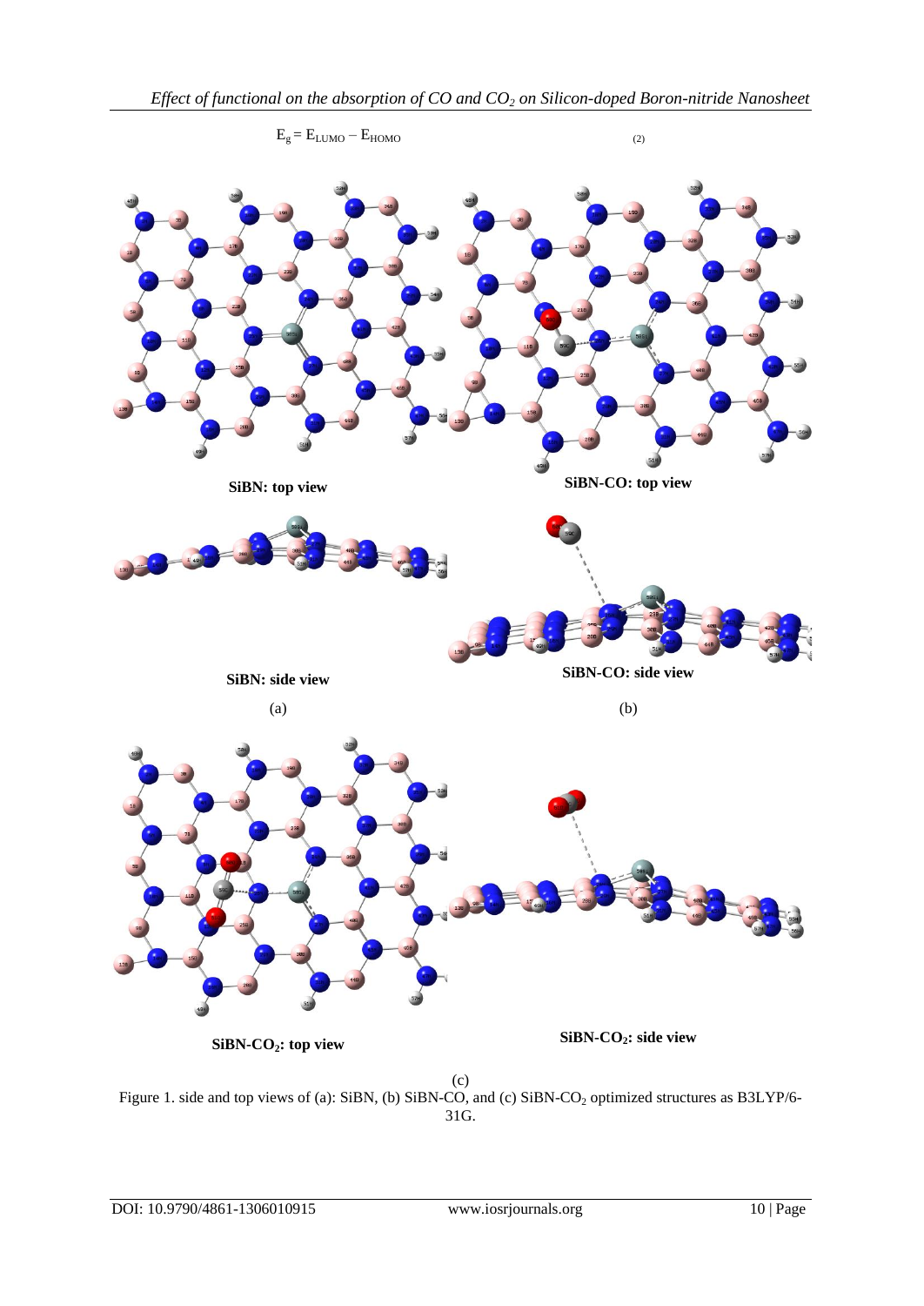$$E_g = E_{LUMO} - E_{HOMO} \quad (2)$$

SiBN: top view

SiBN-CO: top view

SiBN: side view

SiBN-CO: side view

(a)

(b)

$SiBN\text{-}CO_2$: top view

$SiBN\text{-}CO_2$: side view

(c)

Figure 1. side and top views of (a): SiBN, (b) SiBN-CO, and (c) $SiBN\text{-}CO_2$ optimized structures as B3LYP/6-31G.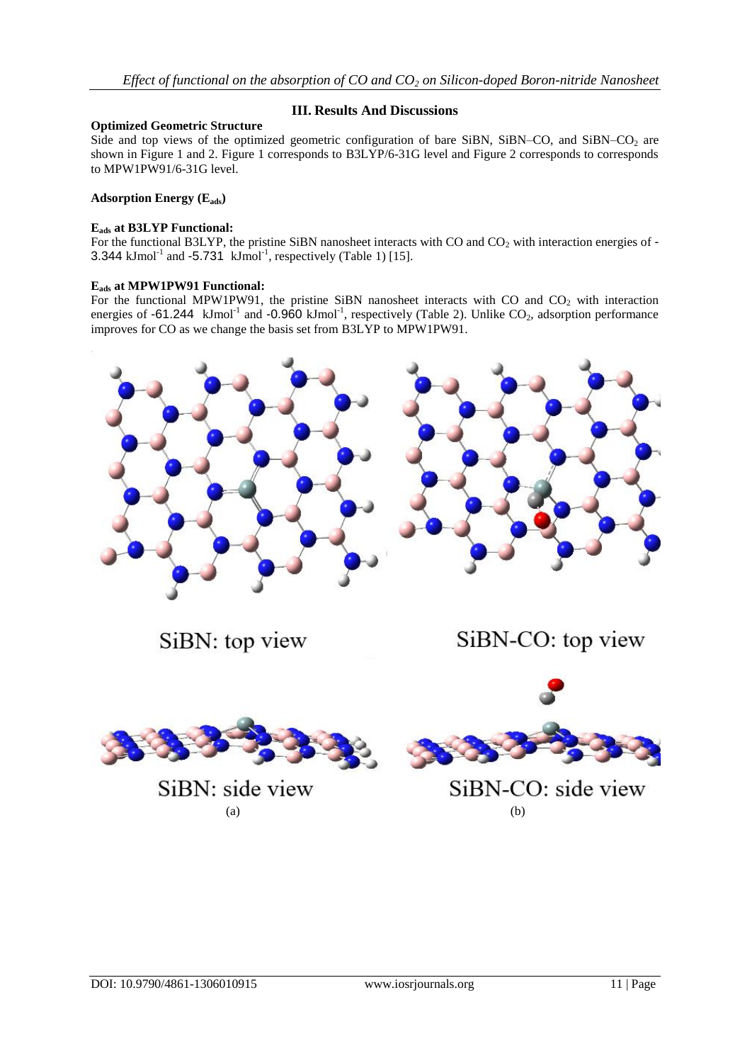## III. Results And Discussions

### Optimized Geometric Structure

Side and top views of the optimized geometric configuration of bare SiBN, SiBN–CO, and SiBN–$CO_2$ are shown in Figure 1 and 2. Figure 1 corresponds to B3LYP/6-31G level and Figure 2 corresponds to corresponds to MPW1PW91/6-31G level.

### Adsorption Energy ($E_{ads}$)

#### $E_{ads}$ at B3LYP Functional:

For the functional B3LYP, the pristine SiBN nanosheet interacts with CO and $CO_2$ with interaction energies of -3.344 $kJmol^{-1}$ and -5.731 $kJmol^{-1}$, respectively (Table 1) [15].

#### $E_{ads}$ at MPW1PW91 Functional:

For the functional MPW1PW91, the pristine SiBN nanosheet interacts with CO and $CO_2$ with interaction energies of -61.244 $kJmol^{-1}$ and -0.960 $kJmol^{-1}$, respectively (Table 2). Unlike $CO_2$, adsorption performance improves for CO as we change the basis set from B3LYP to MPW1PW91.

SiBN: top view

SiBN-CO: top view

SiBN: side view

SiBN-CO: side view

(a)

(b)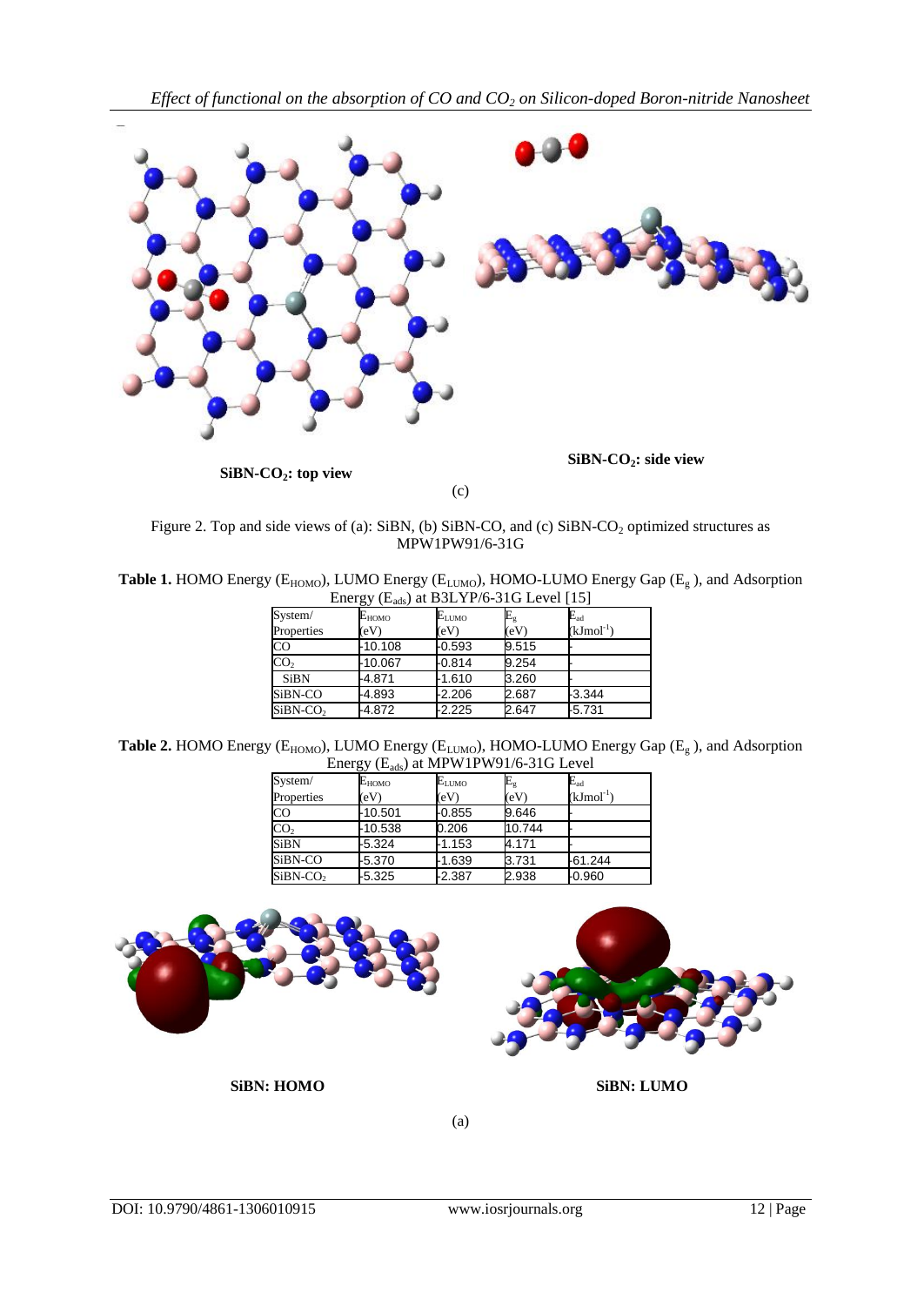SiBN-CO$_2$: top view

SiBN-CO$_2$: side view

(c)

Figure 2. Top and side views of (a): SiBN, (b) SiBN-CO, and (c) SiBN-CO$_2$ optimized structures as MPW1PW91/6-31G

**Table 1.** HOMO Energy ($E_{HOMO}$), LUMO Energy ($E_{LUMO}$), HOMO-LUMO Energy Gap ($E_g$ ), and Adsorption Energy ($E_{ads}$) at B3LYP/6-31G Level [15]

| System/ Properties | $E_{HOMO}$ (eV) | $E_{LUMO}$ (eV) | $E_g$ (eV) | $E_{ad}$ (kJmol$^{-1}$) |
|---|---|---|---|---|
| CO | -10.108 | -0.593 | 9.515 | - |
| $CO_2$ | -10.067 | -0.814 | 9.254 | - |
| SiBN | -4.871 | -1.610 | 3.260 | - |
| SiBN-CO | -4.893 | -2.206 | 2.687 | -3.344 |
| SiBN-$CO_2$ | -4.872 | -2.225 | 2.647 | -5.731 |

**Table 2.** HOMO Energy ($E_{HOMO}$), LUMO Energy ($E_{LUMO}$), HOMO-LUMO Energy Gap ($E_g$ ), and Adsorption Energy ($E_{ads}$) at MPW1PW91/6-31G Level

| System/ Properties | $E_{HOMO}$ (eV) | $E_{LUMO}$ (eV) | $E_g$ (eV) | $E_{ad}$ (kJmol$^{-1}$) |
|---|---|---|---|---|
| CO | -10.501 | -0.855 | 9.646 | - |
| $CO_2$ | -10.538 | 0.206 | 10.744 | - |
| SiBN | -5.324 | -1.153 | 4.171 | - |
| SiBN-CO | -5.370 | -1.639 | 3.731 | -61.244 |
| SiBN-$CO_2$ | -5.325 | -2.387 | 2.938 | -0.960 |

SiBN: HOMO

SiBN: LUMO

(a)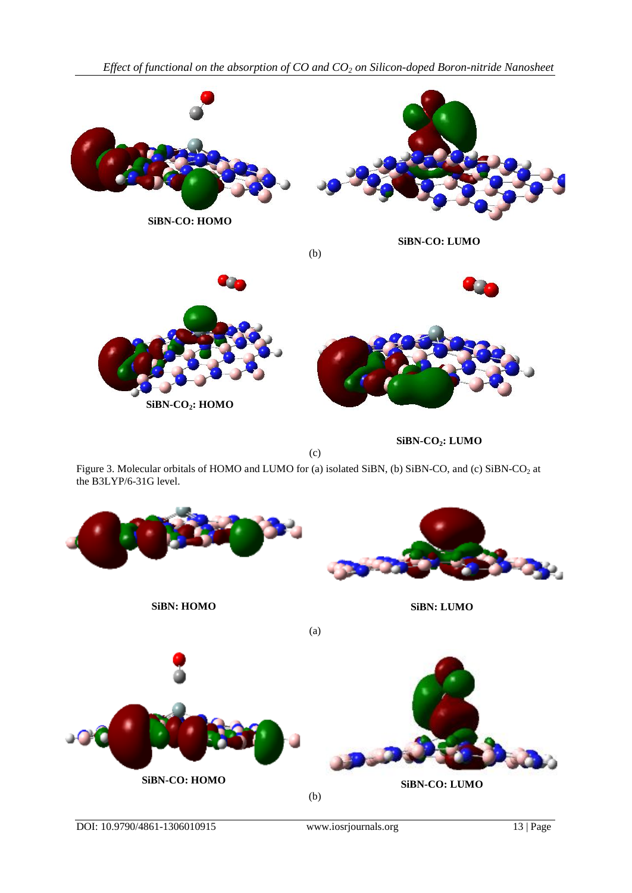SiBN-CO: HOMO

SiBN-CO: LUMO

(b)

$SiBN-CO_2$: HOMO

$SiBN-CO_2$: LUMO

(c)

Figure 3. Molecular orbitals of HOMO and LUMO for (a) isolated SiBN, (b) SiBN-CO, and (c) SiBN-$CO_2$ at the B3LYP/6-31G level.

SiBN: HOMO

SiBN: LUMO

(a)

SiBN-CO: HOMO

SiBN-CO: LUMO

(b)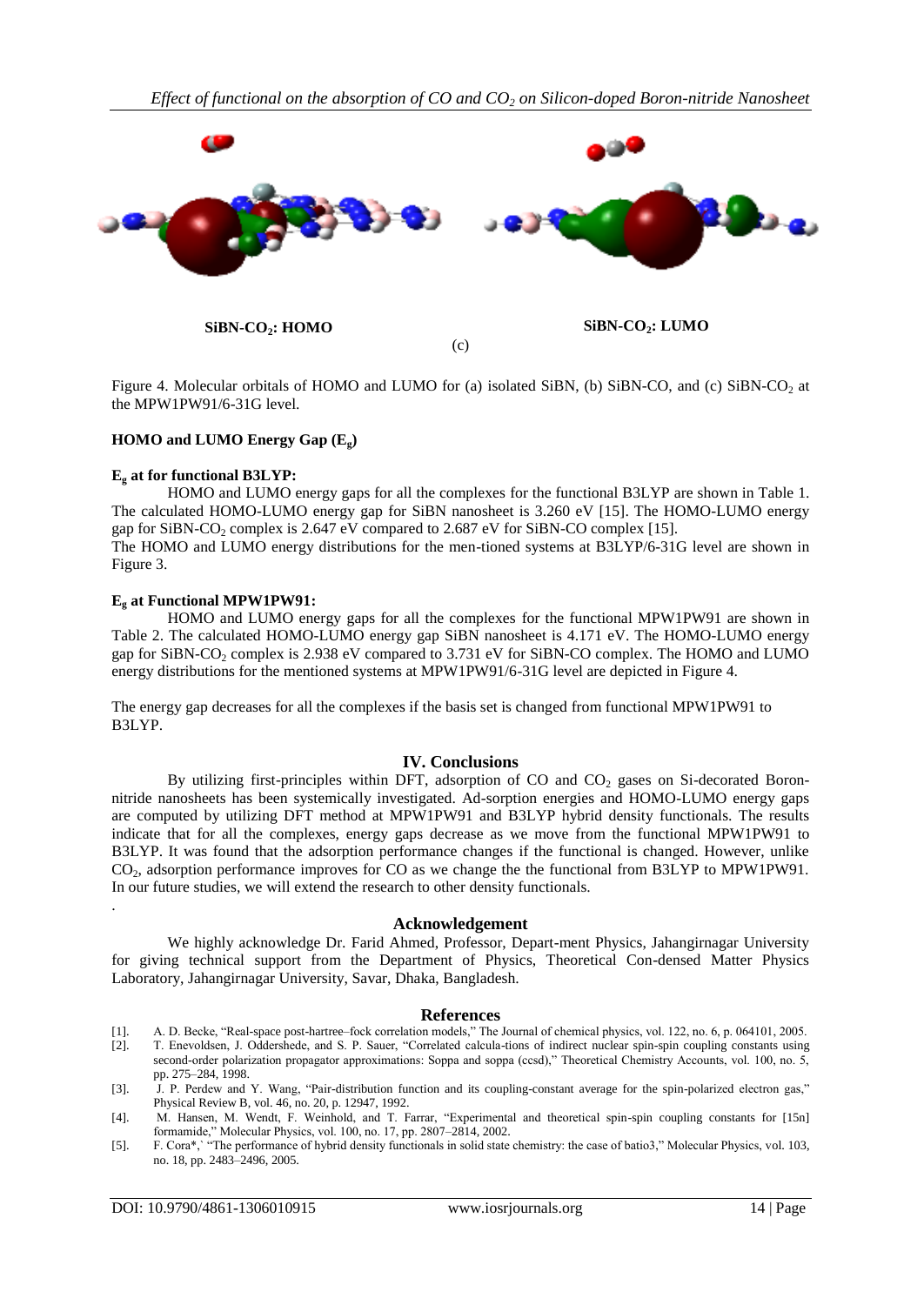**$SiBN$-$CO_2$: HOMO** **$SiBN$-$CO_2$: LUMO**

(c)

Figure 4. Molecular orbitals of HOMO and LUMO for (a) isolated SiBN, (b) SiBN-CO, and (c) SiBN-$CO_2$ at the MPW1PW91/6-31G level.

**HOMO and LUMO Energy Gap ($E_g$)**

**$E_g$ at for functional B3LYP:**

HOMO and LUMO energy gaps for all the complexes for the functional B3LYP are shown in Table 1. The calculated HOMO-LUMO energy gap for SiBN nanosheet is 3.260 eV [15]. The HOMO-LUMO energy gap for SiBN-$CO_2$ complex is 2.647 eV compared to 2.687 eV for SiBN-CO complex [15].
The HOMO and LUMO energy distributions for the men-tioned systems at B3LYP/6-31G level are shown in Figure 3.

**$E_g$ at Functional MPW1PW91:**

HOMO and LUMO energy gaps for all the complexes for the functional MPW1PW91 are shown in Table 2. The calculated HOMO-LUMO energy gap SiBN nanosheet is 4.171 eV. The HOMO-LUMO energy gap for SiBN-$CO_2$ complex is 2.938 eV compared to 3.731 eV for SiBN-CO complex. The HOMO and LUMO energy distributions for the mentioned systems at MPW1PW91/6-31G level are depicted in Figure 4.

The energy gap decreases for all the complexes if the basis set is changed from functional MPW1PW91 to B3LYP.

## IV. Conclusions

By utilizing first-principles within DFT, adsorption of CO and $CO_2$ gases on Si-decorated Boron-nitride nanosheets has been systemically investigated. Ad-sorption energies and HOMO-LUMO energy gaps are computed by utilizing DFT method at MPW1PW91 and B3LYP hybrid density functionals. The results indicate that for all the complexes, energy gaps decrease as we move from the functional MPW1PW91 to B3LYP. It was found that the adsorption performance changes if the functional is changed. However, unlike $CO_2$, adsorption performance improves for CO as we change the the functional from B3LYP to MPW1PW91. In our future studies, we will extend the research to other density functionals.

.

## Acknowledgement

We highly acknowledge Dr. Farid Ahmed, Professor, Depart-ment Physics, Jahangirnagar University for giving technical support from the Department of Physics, Theoretical Con-densed Matter Physics Laboratory, Jahangirnagar University, Savar, Dhaka, Bangladesh.

## References

[1]. A. D. Becke, "Real-space post-hartree–fock correlation models," The Journal of chemical physics, vol. 122, no. 6, p. 064101, 2005.

[2]. T. Enevoldsen, J. Oddershede, and S. P. Sauer, "Correlated calcula-tions of indirect nuclear spin-spin coupling constants using second-order polarization propagator approximations: Soppa and soppa (ccsd)," Theoretical Chemistry Accounts, vol. 100, no. 5, pp. 275–284, 1998.

[3]. J. P. Perdew and Y. Wang, "Pair-distribution function and its coupling-constant average for the spin-polarized electron gas," Physical Review B, vol. 46, no. 20, p. 12947, 1992.

[4]. M. Hansen, M. Wendt, F. Weinhold, and T. Farrar, "Experimental and theoretical spin-spin coupling constants for [15n] formamide," Molecular Physics, vol. 100, no. 17, pp. 2807–2814, 2002.

[5]. F. Cora*,` "The performance of hybrid density functionals in solid state chemistry: the case of batio3," Molecular Physics, vol. 103, no. 18, pp. 2483–2496, 2005.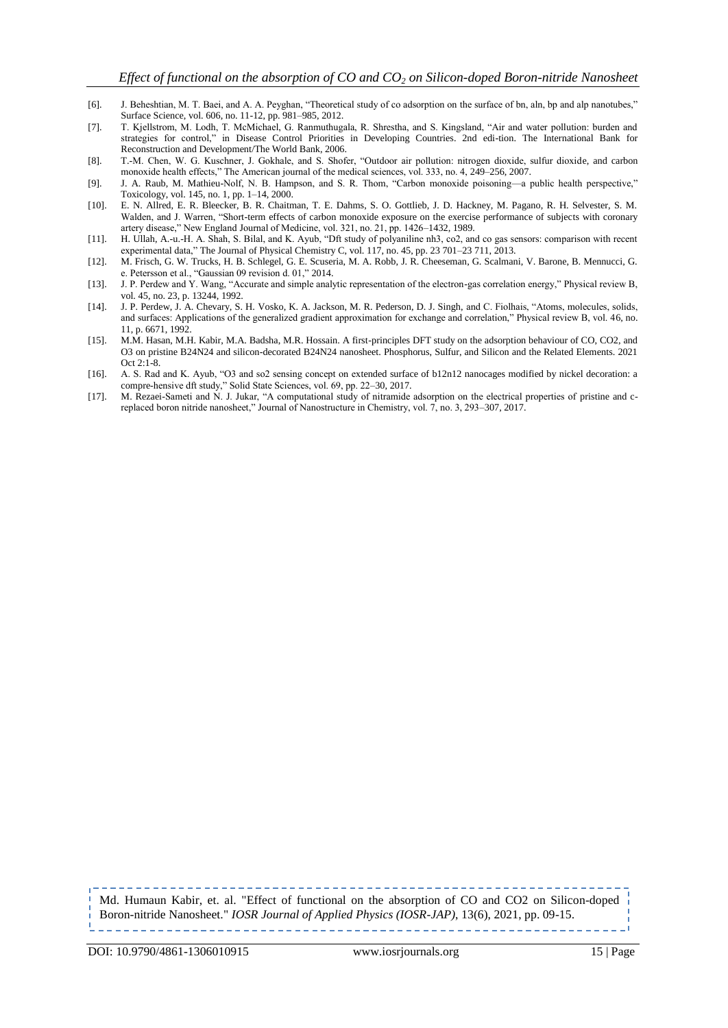[6]. J. Beheshtian, M. T. Baei, and A. A. Peyghan, "Theoretical study of co adsorption on the surface of bn, aln, bp and alp nanotubes," Surface Science, vol. 606, no. 11-12, pp. 981–985, 2012.

[7]. T. Kjellstrom, M. Lodh, T. McMichael, G. Ranmuthugala, R. Shrestha, and S. Kingsland, "Air and water pollution: burden and strategies for control," in Disease Control Priorities in Developing Countries. 2nd edi-tion. The International Bank for Reconstruction and Development/The World Bank, 2006.

[8]. T.-M. Chen, W. G. Kuschner, J. Gokhale, and S. Shofer, "Outdoor air pollution: nitrogen dioxide, sulfur dioxide, and carbon monoxide health effects," The American journal of the medical sciences, vol. 333, no. 4, 249–256, 2007.

[9]. J. A. Raub, M. Mathieu-Nolf, N. B. Hampson, and S. R. Thom, "Carbon monoxide poisoning—a public health perspective," Toxicology, vol. 145, no. 1, pp. 1–14, 2000.

[10]. E. N. Allred, E. R. Bleecker, B. R. Chaitman, T. E. Dahms, S. O. Gottlieb, J. D. Hackney, M. Pagano, R. H. Selvester, S. M. Walden, and J. Warren, "Short-term effects of carbon monoxide exposure on the exercise performance of subjects with coronary artery disease," New England Journal of Medicine, vol. 321, no. 21, pp. 1426–1432, 1989.

[11]. H. Ullah, A.-u.-H. A. Shah, S. Bilal, and K. Ayub, "Dft study of polyaniline nh3, co2, and co gas sensors: comparison with recent experimental data," The Journal of Physical Chemistry C, vol. 117, no. 45, pp. 23 701–23 711, 2013.

[12]. M. Frisch, G. W. Trucks, H. B. Schlegel, G. E. Scuseria, M. A. Robb, J. R. Cheeseman, G. Scalmani, V. Barone, B. Mennucci, G. e. Petersson et al., "Gaussian 09 revision d. 01," 2014.

[13]. J. P. Perdew and Y. Wang, "Accurate and simple analytic representation of the electron-gas correlation energy," Physical review B, vol. 45, no. 23, p. 13244, 1992.

[14]. J. P. Perdew, J. A. Chevary, S. H. Vosko, K. A. Jackson, M. R. Pederson, D. J. Singh, and C. Fiolhais, "Atoms, molecules, solids, and surfaces: Applications of the generalized gradient approximation for exchange and correlation," Physical review B, vol. 46, no. 11, p. 6671, 1992.

[15]. M.M. Hasan, M.H. Kabir, M.A. Badsha, M.R. Hossain. A first-principles DFT study on the adsorption behaviour of CO, CO2, and O3 on pristine B24N24 and silicon-decorated B24N24 nanosheet. Phosphorus, Sulfur, and Silicon and the Related Elements. 2021 Oct 2:1-8.

[16]. A. S. Rad and K. Ayub, "O3 and so2 sensing concept on extended surface of b12n12 nanocages modified by nickel decoration: a compre-hensive dft study," Solid State Sciences, vol. 69, pp. 22–30, 2017.

[17]. M. Rezaei-Sameti and N. J. Jukar, "A computational study of nitramide adsorption on the electrical properties of pristine and c-replaced boron nitride nanosheet," Journal of Nanostructure in Chemistry, vol. 7, no. 3, 293–307, 2017.

Md. Humaun Kabir, et. al. "Effect of functional on the absorption of CO and CO2 on Silicon-doped Boron-nitride Nanosheet." *IOSR Journal of Applied Physics (IOSR-JAP)*, 13(6), 2021, pp. 09-15.